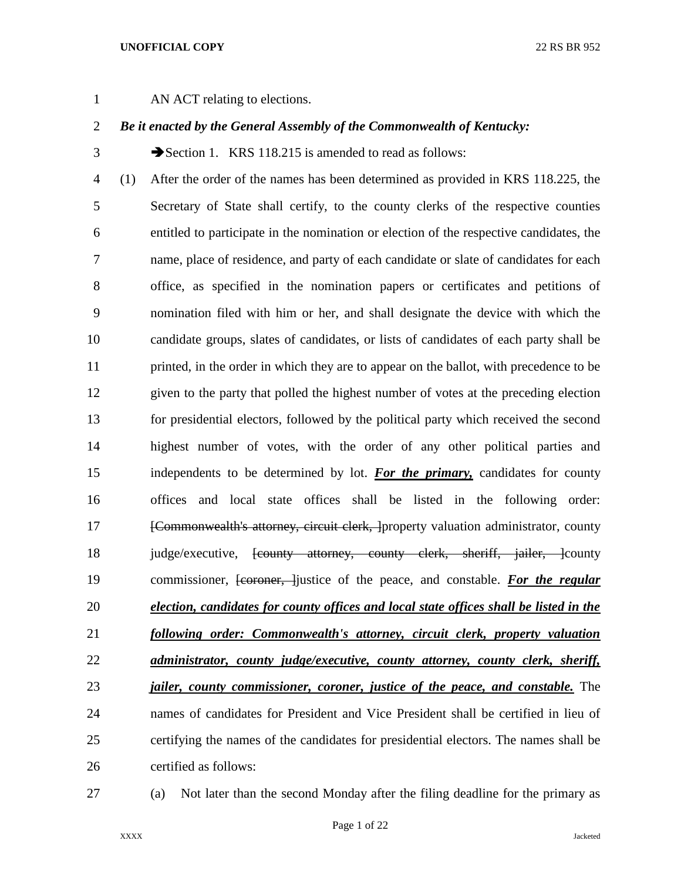AN ACT relating to elections.

***Be it enacted by the General Assembly of the Commonwealth of Kentucky:***

➔Section 1. KRS 118.215 is amended to read as follows:

(1) After the order of the names has been determined as provided in KRS 118.225, the Secretary of State shall certify, to the county clerks of the respective counties entitled to participate in the nomination or election of the respective candidates, the name, place of residence, and party of each candidate or slate of candidates for each office, as specified in the nomination papers or certificates and petitions of nomination filed with him or her, and shall designate the device with which the candidate groups, slates of candidates, or lists of candidates of each party shall be printed, in the order in which they are to appear on the ballot, with precedence to be given to the party that polled the highest number of votes at the preceding election for presidential electors, followed by the political party which received the second highest number of votes, with the order of any other political parties and independents to be determined by lot. ***<u>For the primary,</u>*** candidates for county offices and local state offices shall be listed in the following order: ~~[Commonwealth's attorney, circuit clerk, ]~~property valuation administrator, county judge/executive, ~~[county attorney, county clerk, sheriff, jailer, ]~~county commissioner, ~~[coroner, ]~~justice of the peace, and constable. ***<u>For the regular election, candidates for county offices and local state offices shall be listed in the following order: Commonwealth's attorney, circuit clerk, property valuation administrator, county judge/executive, county attorney, county clerk, sheriff, jailer, county commissioner, coroner, justice of the peace, and constable.</u>*** The names of candidates for President and Vice President shall be certified in lieu of certifying the names of the candidates for presidential electors. The names shall be certified as follows:

(a) Not later than the second Monday after the filing deadline for the primary as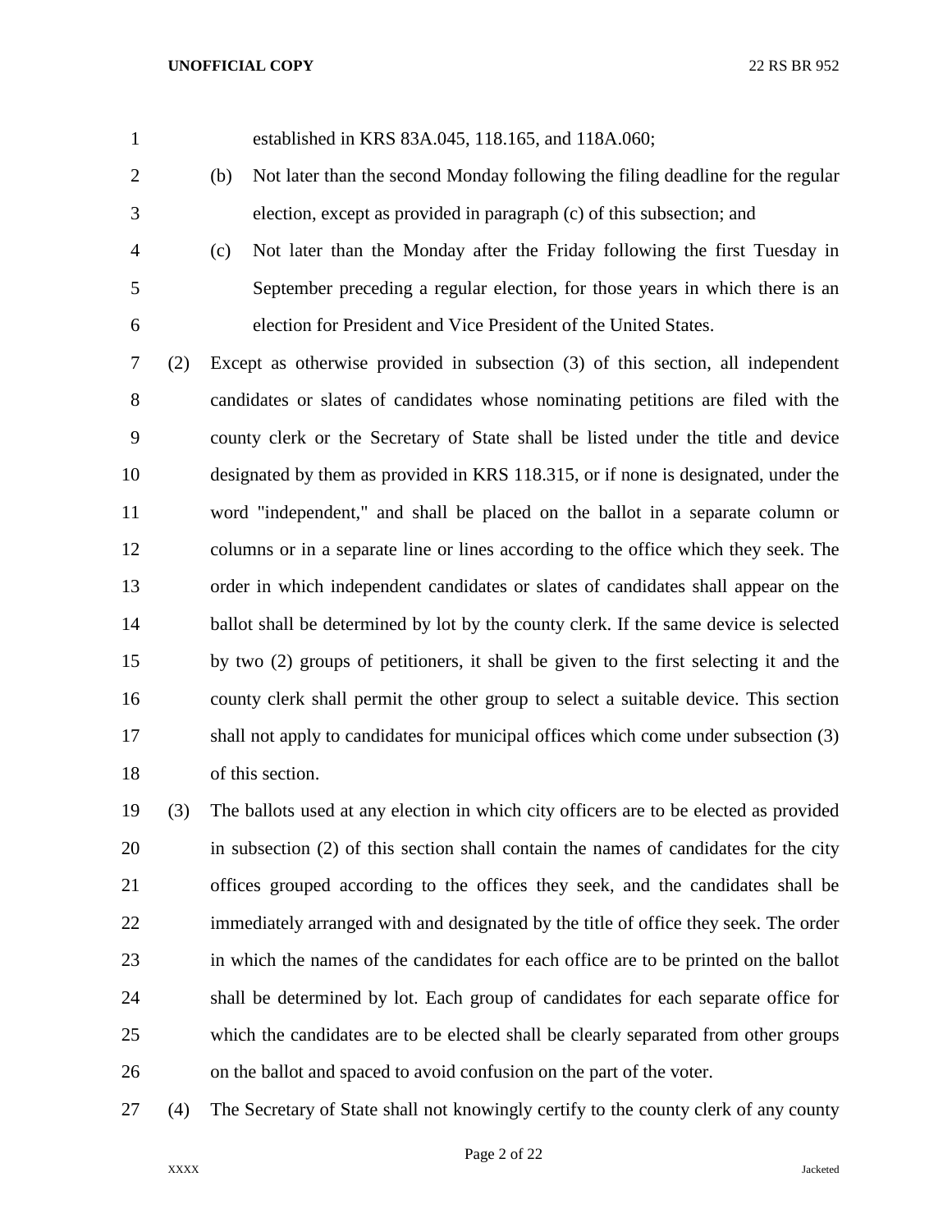established in KRS 83A.045, 118.165, and 118A.060;

(b) Not later than the second Monday following the filing deadline for the regular election, except as provided in paragraph (c) of this subsection; and

(c) Not later than the Monday after the Friday following the first Tuesday in September preceding a regular election, for those years in which there is an election for President and Vice President of the United States.

(2) Except as otherwise provided in subsection (3) of this section, all independent candidates or slates of candidates whose nominating petitions are filed with the county clerk or the Secretary of State shall be listed under the title and device designated by them as provided in KRS 118.315, or if none is designated, under the word "independent," and shall be placed on the ballot in a separate column or columns or in a separate line or lines according to the office which they seek. The order in which independent candidates or slates of candidates shall appear on the ballot shall be determined by lot by the county clerk. If the same device is selected by two (2) groups of petitioners, it shall be given to the first selecting it and the county clerk shall permit the other group to select a suitable device. This section shall not apply to candidates for municipal offices which come under subsection (3) of this section.

(3) The ballots used at any election in which city officers are to be elected as provided in subsection (2) of this section shall contain the names of candidates for the city offices grouped according to the offices they seek, and the candidates shall be immediately arranged with and designated by the title of office they seek. The order in which the names of the candidates for each office are to be printed on the ballot shall be determined by lot. Each group of candidates for each separate office for which the candidates are to be elected shall be clearly separated from other groups on the ballot and spaced to avoid confusion on the part of the voter.

(4) The Secretary of State shall not knowingly certify to the county clerk of any county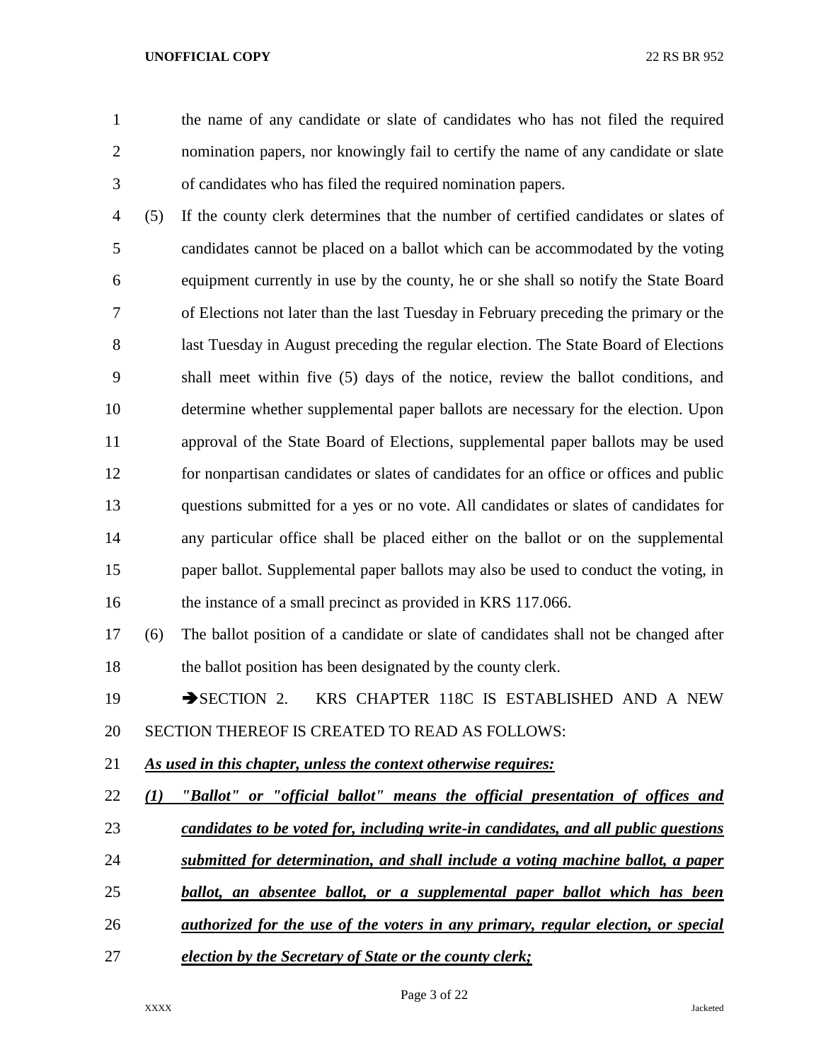the name of any candidate or slate of candidates who has not filed the required nomination papers, nor knowingly fail to certify the name of any candidate or slate of candidates who has filed the required nomination papers.

(5) If the county clerk determines that the number of certified candidates or slates of candidates cannot be placed on a ballot which can be accommodated by the voting equipment currently in use by the county, he or she shall so notify the State Board of Elections not later than the last Tuesday in February preceding the primary or the last Tuesday in August preceding the regular election. The State Board of Elections shall meet within five (5) days of the notice, review the ballot conditions, and determine whether supplemental paper ballots are necessary for the election. Upon approval of the State Board of Elections, supplemental paper ballots may be used for nonpartisan candidates or slates of candidates for an office or offices and public questions submitted for a yes or no vote. All candidates or slates of candidates for any particular office shall be placed either on the ballot or on the supplemental paper ballot. Supplemental paper ballots may also be used to conduct the voting, in the instance of a small precinct as provided in KRS 117.066.

(6) The ballot position of a candidate or slate of candidates shall not be changed after the ballot position has been designated by the county clerk.

➔SECTION 2. KRS CHAPTER 118C IS ESTABLISHED AND A NEW SECTION THEREOF IS CREATED TO READ AS FOLLOWS:

***As used in this chapter, unless the context otherwise requires:***

***(1) "Ballot" or "official ballot" means the official presentation of offices and candidates to be voted for, including write-in candidates, and all public questions submitted for determination, and shall include a voting machine ballot, a paper ballot, an absentee ballot, or a supplemental paper ballot which has been authorized for the use of the voters in any primary, regular election, or special election by the Secretary of State or the county clerk;***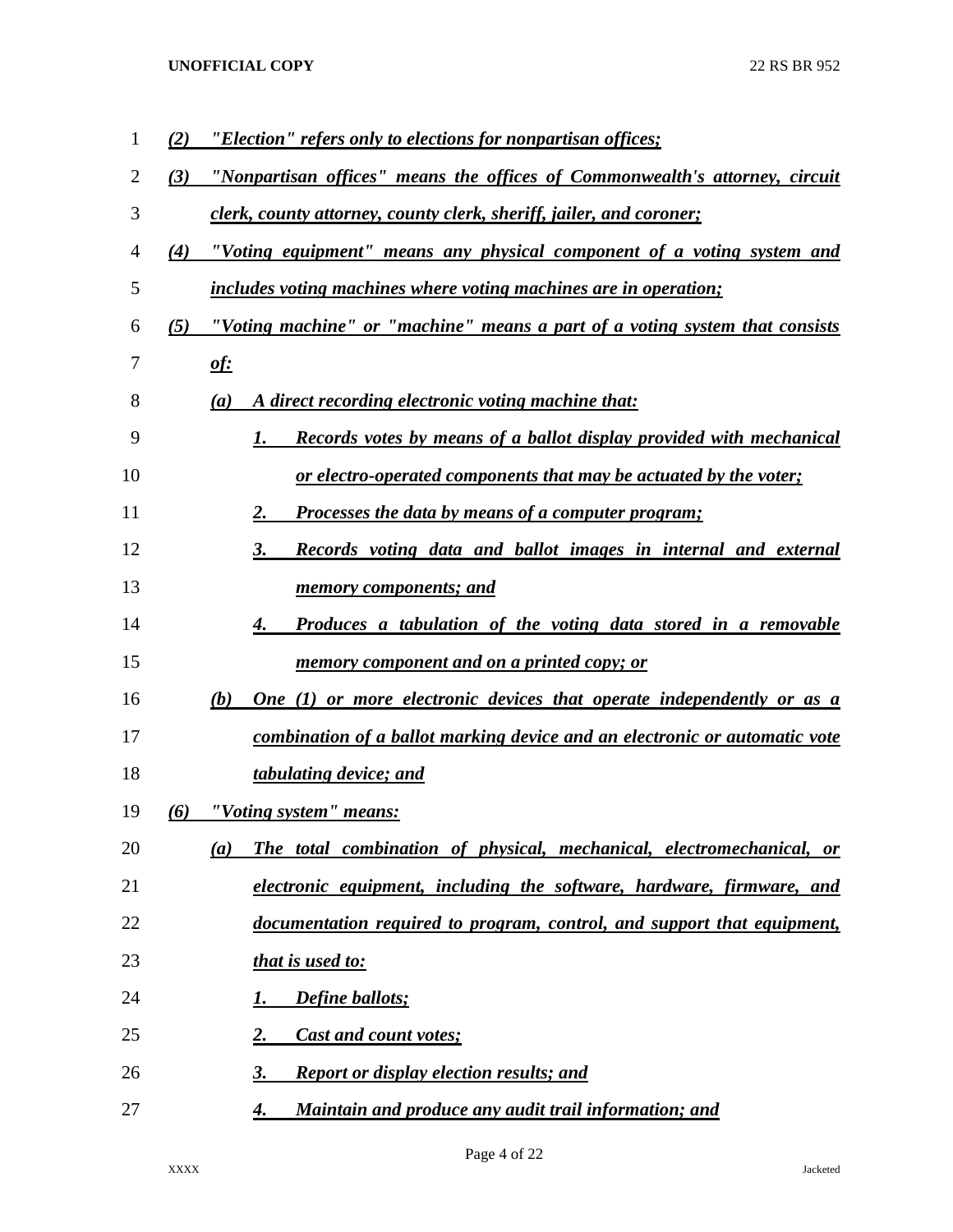*(2) "Election" refers only to elections for nonpartisan offices;*

*(3) "Nonpartisan offices" means the offices of Commonwealth's attorney, circuit clerk, county attorney, county clerk, sheriff, jailer, and coroner;*

*(4) "Voting equipment" means any physical component of a voting system and includes voting machines where voting machines are in operation;*

*(5) "Voting machine" or "machine" means a part of a voting system that consists of:*

*(a) A direct recording electronic voting machine that:*

*1. Records votes by means of a ballot display provided with mechanical or electro-operated components that may be actuated by the voter;*

*2. Processes the data by means of a computer program;*

*3. Records voting data and ballot images in internal and external memory components; and*

*4. Produces a tabulation of the voting data stored in a removable memory component and on a printed copy; or*

*(b) One (1) or more electronic devices that operate independently or as a combination of a ballot marking device and an electronic or automatic vote tabulating device; and*

*(6) "Voting system" means:*

*(a) The total combination of physical, mechanical, electromechanical, or electronic equipment, including the software, hardware, firmware, and documentation required to program, control, and support that equipment, that is used to:*

*1. Define ballots;*

*2. Cast and count votes;*

*3. Report or display election results; and*

*4. Maintain and produce any audit trail information; and*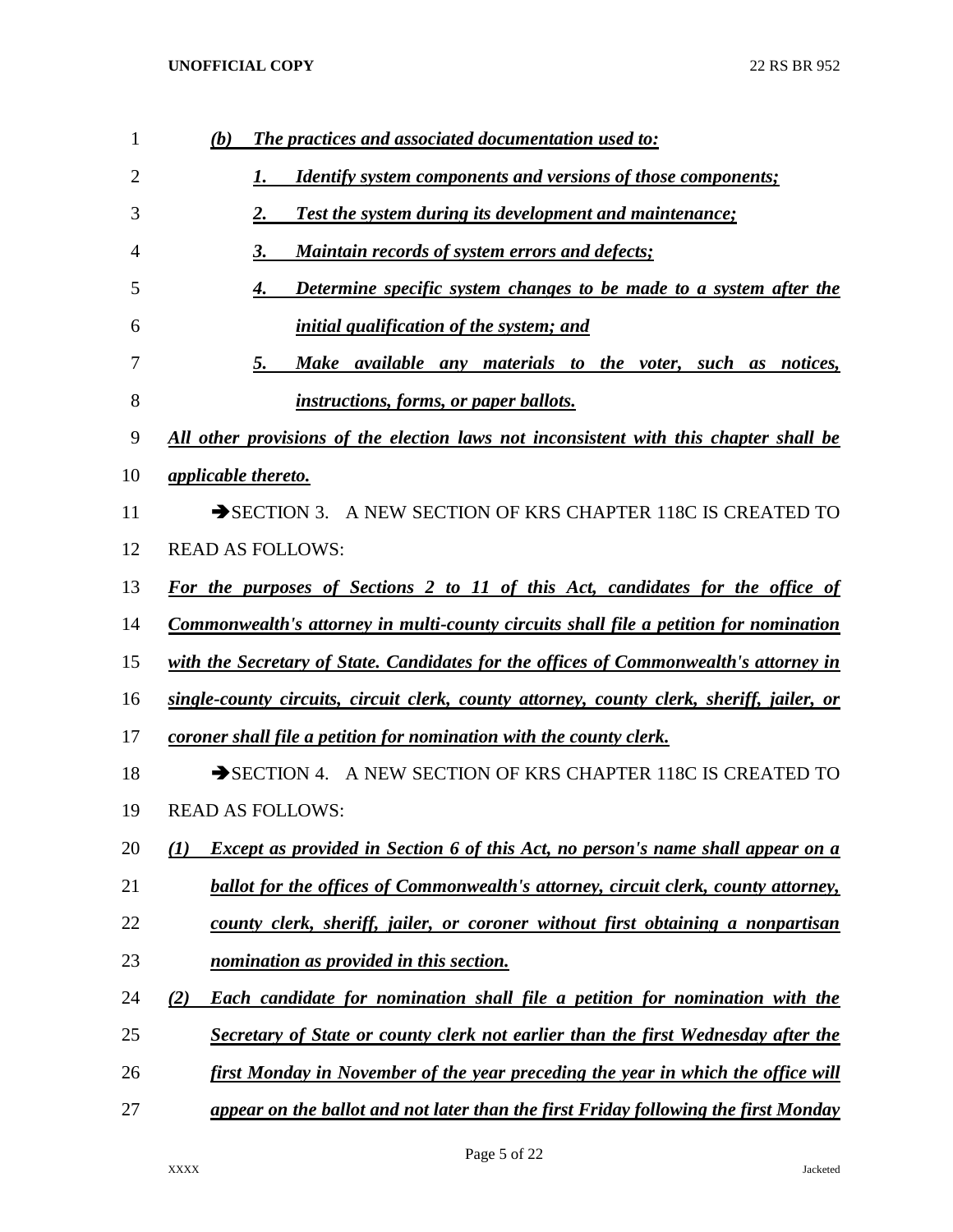*(b)* ***The practices and associated documentation used to:***

***1.*** ***Identify system components and versions of those components;***

***2.*** ***Test the system during its development and maintenance;***

***3.*** ***Maintain records of system errors and defects;***

***4.*** ***Determine specific system changes to be made to a system after the initial qualification of the system; and***

***5.*** ***Make available any materials to the voter, such as notices, instructions, forms, or paper ballots.***

***All other provisions of the election laws not inconsistent with this chapter shall be applicable thereto.***

➔SECTION 3. A NEW SECTION OF KRS CHAPTER 118C IS CREATED TO READ AS FOLLOWS:

***For the purposes of Sections 2 to 11 of this Act, candidates for the office of Commonwealth's attorney in multi-county circuits shall file a petition for nomination with the Secretary of State. Candidates for the offices of Commonwealth's attorney in single-county circuits, circuit clerk, county attorney, county clerk, sheriff, jailer, or coroner shall file a petition for nomination with the county clerk.***

➔SECTION 4. A NEW SECTION OF KRS CHAPTER 118C IS CREATED TO READ AS FOLLOWS:

***(1)*** ***Except as provided in Section 6 of this Act, no person's name shall appear on a ballot for the offices of Commonwealth's attorney, circuit clerk, county attorney, county clerk, sheriff, jailer, or coroner without first obtaining a nonpartisan nomination as provided in this section.***

***(2)*** ***Each candidate for nomination shall file a petition for nomination with the Secretary of State or county clerk not earlier than the first Wednesday after the first Monday in November of the year preceding the year in which the office will appear on the ballot and not later than the first Friday following the first Monday***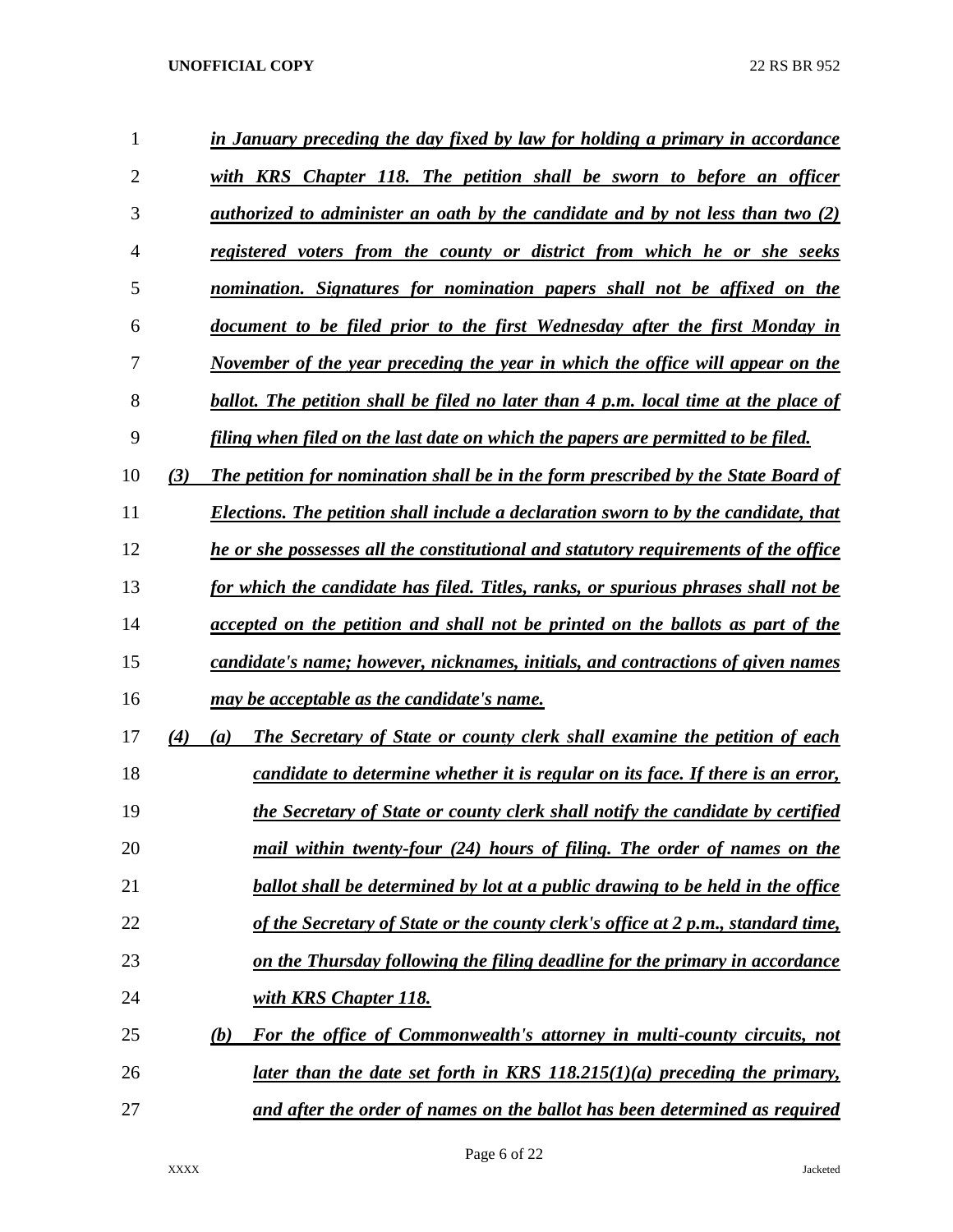***in January preceding the day fixed by law for holding a primary in accordance with KRS Chapter 118. The petition shall be sworn to before an officer authorized to administer an oath by the candidate and by not less than two (2) registered voters from the county or district from which he or she seeks nomination. Signatures for nomination papers shall not be affixed on the document to be filed prior to the first Wednesday after the first Monday in November of the year preceding the year in which the office will appear on the ballot. The petition shall be filed no later than 4 p.m. local time at the place of filing when filed on the last date on which the papers are permitted to be filed.***

***(3) The petition for nomination shall be in the form prescribed by the State Board of Elections. The petition shall include a declaration sworn to by the candidate, that he or she possesses all the constitutional and statutory requirements of the office for which the candidate has filed. Titles, ranks, or spurious phrases shall not be accepted on the petition and shall not be printed on the ballots as part of the candidate's name; however, nicknames, initials, and contractions of given names may be acceptable as the candidate's name.***

***(4) (a) The Secretary of State or county clerk shall examine the petition of each candidate to determine whether it is regular on its face. If there is an error, the Secretary of State or county clerk shall notify the candidate by certified mail within twenty-four (24) hours of filing. The order of names on the ballot shall be determined by lot at a public drawing to be held in the office of the Secretary of State or the county clerk's office at 2 p.m., standard time, on the Thursday following the filing deadline for the primary in accordance with KRS Chapter 118.***

***(b) For the office of Commonwealth's attorney in multi-county circuits, not later than the date set forth in KRS 118.215(1)(a) preceding the primary, and after the order of names on the ballot has been determined as required***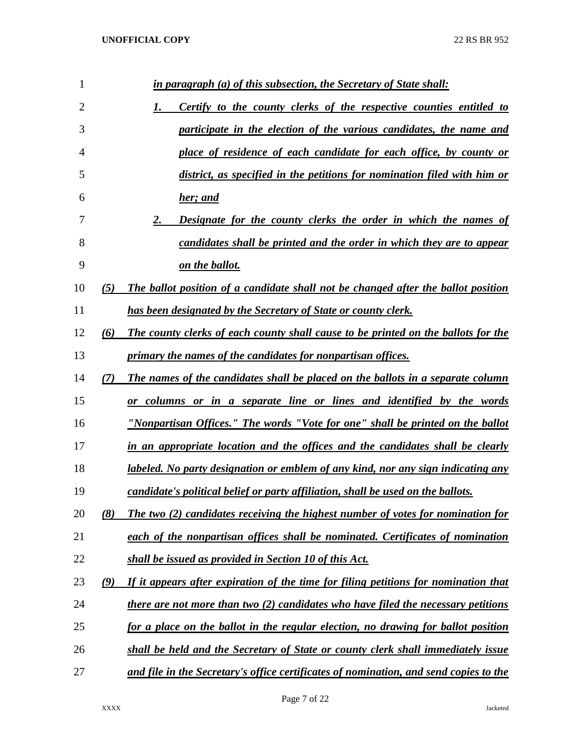*in paragraph (a) of this subsection, the Secretary of State shall:*

*1. Certify to the county clerks of the respective counties entitled to participate in the election of the various candidates, the name and place of residence of each candidate for each office, by county or district, as specified in the petitions for nomination filed with him or her; and*

*2. Designate for the county clerks the order in which the names of candidates shall be printed and the order in which they are to appear on the ballot.*

*(5) The ballot position of a candidate shall not be changed after the ballot position has been designated by the Secretary of State or county clerk.*

*(6) The county clerks of each county shall cause to be printed on the ballots for the primary the names of the candidates for nonpartisan offices.*

*(7) The names of the candidates shall be placed on the ballots in a separate column or columns or in a separate line or lines and identified by the words "Nonpartisan Offices." The words "Vote for one" shall be printed on the ballot in an appropriate location and the offices and the candidates shall be clearly labeled. No party designation or emblem of any kind, nor any sign indicating any candidate's political belief or party affiliation, shall be used on the ballots.*

*(8) The two (2) candidates receiving the highest number of votes for nomination for each of the nonpartisan offices shall be nominated. Certificates of nomination shall be issued as provided in Section 10 of this Act.*

*(9) If it appears after expiration of the time for filing petitions for nomination that there are not more than two (2) candidates who have filed the necessary petitions for a place on the ballot in the regular election, no drawing for ballot position shall be held and the Secretary of State or county clerk shall immediately issue and file in the Secretary's office certificates of nomination, and send copies to the*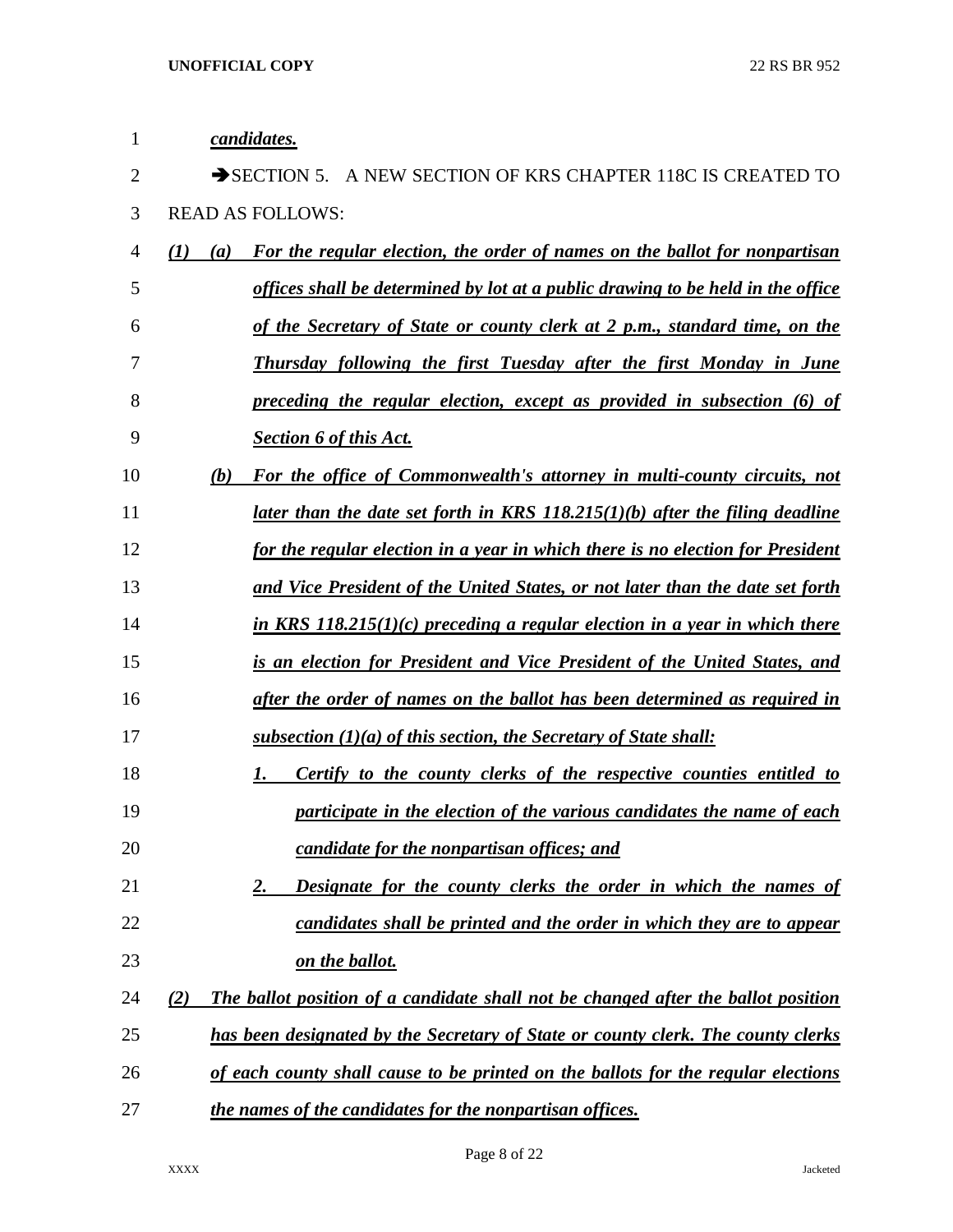*candidates.*

➔SECTION 5. A NEW SECTION OF KRS CHAPTER 118C IS CREATED TO READ AS FOLLOWS:

*(1) (a) For the regular election, the order of names on the ballot for nonpartisan offices shall be determined by lot at a public drawing to be held in the office of the Secretary of State or county clerk at 2 p.m., standard time, on the Thursday following the first Tuesday after the first Monday in June preceding the regular election, except as provided in subsection (6) of Section 6 of this Act.*

*(b) For the office of Commonwealth's attorney in multi-county circuits, not later than the date set forth in KRS 118.215(1)(b) after the filing deadline for the regular election in a year in which there is no election for President and Vice President of the United States, or not later than the date set forth in KRS 118.215(1)(c) preceding a regular election in a year in which there is an election for President and Vice President of the United States, and after the order of names on the ballot has been determined as required in subsection (1)(a) of this section, the Secretary of State shall:*

*1. Certify to the county clerks of the respective counties entitled to participate in the election of the various candidates the name of each candidate for the nonpartisan offices; and*

*2. Designate for the county clerks the order in which the names of candidates shall be printed and the order in which they are to appear on the ballot.*

*(2) The ballot position of a candidate shall not be changed after the ballot position has been designated by the Secretary of State or county clerk. The county clerks of each county shall cause to be printed on the ballots for the regular elections the names of the candidates for the nonpartisan offices.*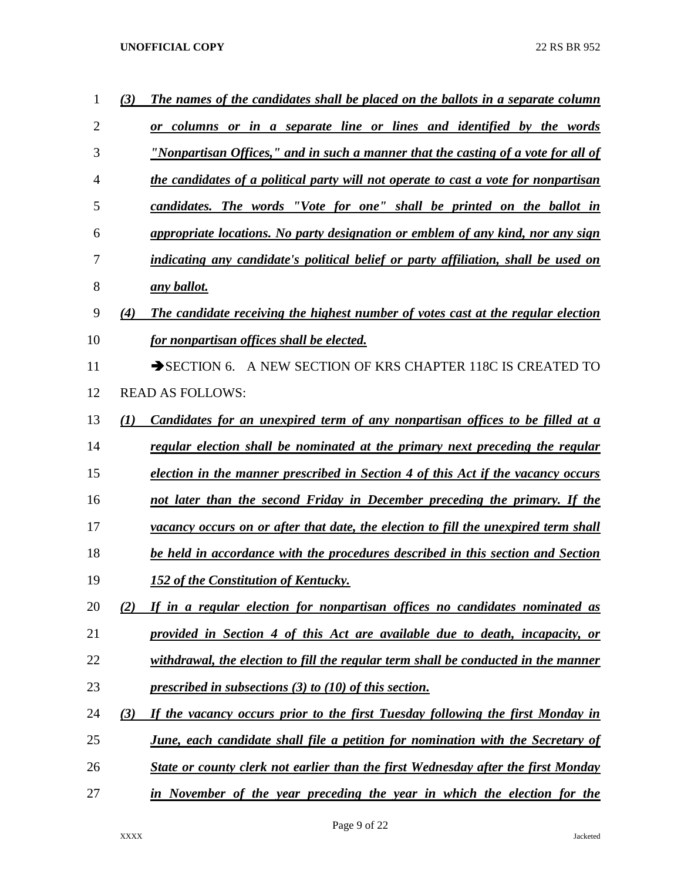*(3) The names of the candidates shall be placed on the ballots in a separate column or columns or in a separate line or lines and identified by the words "Nonpartisan Offices," and in such a manner that the casting of a vote for all of the candidates of a political party will not operate to cast a vote for nonpartisan candidates. The words "Vote for one" shall be printed on the ballot in appropriate locations. No party designation or emblem of any kind, nor any sign indicating any candidate's political belief or party affiliation, shall be used on any ballot.*

*(4) The candidate receiving the highest number of votes cast at the regular election for nonpartisan offices shall be elected.*

➔SECTION 6. A NEW SECTION OF KRS CHAPTER 118C IS CREATED TO READ AS FOLLOWS:

*(1) Candidates for an unexpired term of any nonpartisan offices to be filled at a regular election shall be nominated at the primary next preceding the regular election in the manner prescribed in Section 4 of this Act if the vacancy occurs not later than the second Friday in December preceding the primary. If the vacancy occurs on or after that date, the election to fill the unexpired term shall be held in accordance with the procedures described in this section and Section 152 of the Constitution of Kentucky.*

*(2) If in a regular election for nonpartisan offices no candidates nominated as provided in Section 4 of this Act are available due to death, incapacity, or withdrawal, the election to fill the regular term shall be conducted in the manner prescribed in subsections (3) to (10) of this section.*

*(3) If the vacancy occurs prior to the first Tuesday following the first Monday in June, each candidate shall file a petition for nomination with the Secretary of State or county clerk not earlier than the first Wednesday after the first Monday in November of the year preceding the year in which the election for the*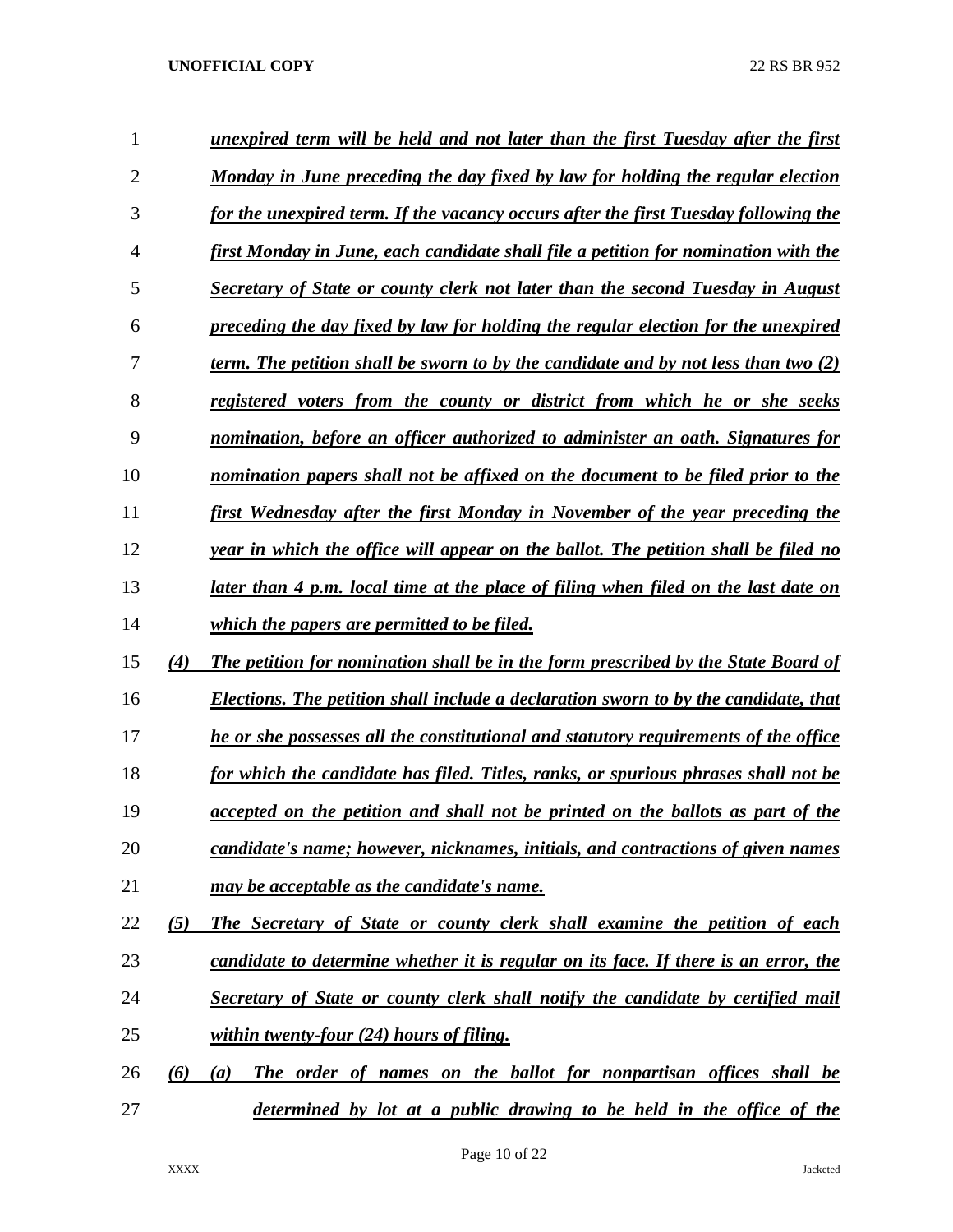*unexpired term will be held and not later than the first Tuesday after the first Monday in June preceding the day fixed by law for holding the regular election for the unexpired term. If the vacancy occurs after the first Tuesday following the first Monday in June, each candidate shall file a petition for nomination with the Secretary of State or county clerk not later than the second Tuesday in August preceding the day fixed by law for holding the regular election for the unexpired term. The petition shall be sworn to by the candidate and by not less than two (2) registered voters from the county or district from which he or she seeks nomination, before an officer authorized to administer an oath. Signatures for nomination papers shall not be affixed on the document to be filed prior to the first Wednesday after the first Monday in November of the year preceding the year in which the office will appear on the ballot. The petition shall be filed no later than 4 p.m. local time at the place of filing when filed on the last date on which the papers are permitted to be filed.*

*(4) The petition for nomination shall be in the form prescribed by the State Board of Elections. The petition shall include a declaration sworn to by the candidate, that he or she possesses all the constitutional and statutory requirements of the office for which the candidate has filed. Titles, ranks, or spurious phrases shall not be accepted on the petition and shall not be printed on the ballots as part of the candidate's name; however, nicknames, initials, and contractions of given names may be acceptable as the candidate's name.*

*(5) The Secretary of State or county clerk shall examine the petition of each candidate to determine whether it is regular on its face. If there is an error, the Secretary of State or county clerk shall notify the candidate by certified mail within twenty-four (24) hours of filing.*

*(6) (a) The order of names on the ballot for nonpartisan offices shall be determined by lot at a public drawing to be held in the office of the*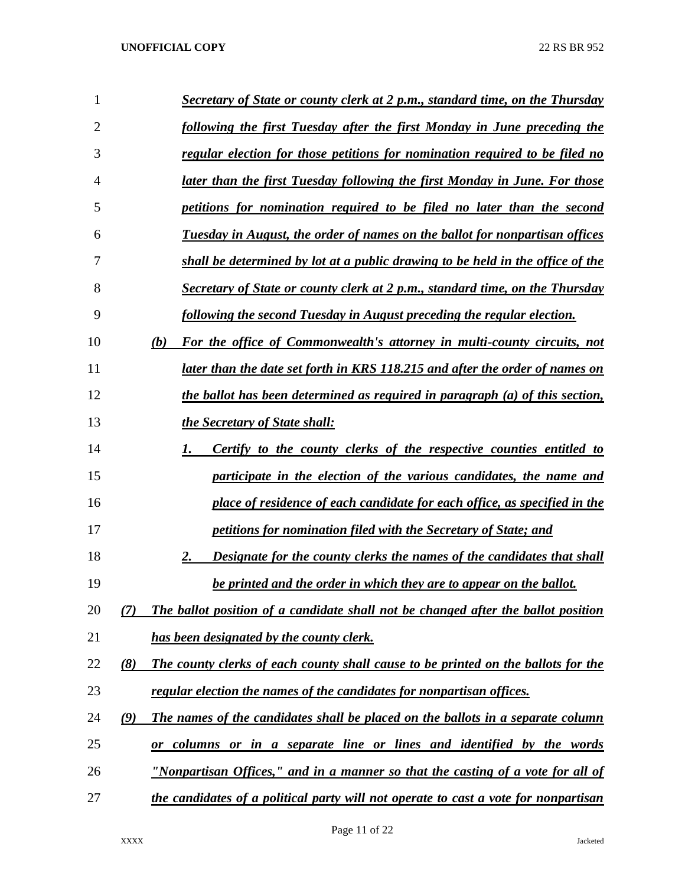*Secretary of State or county clerk at 2 p.m., standard time, on the Thursday following the first Tuesday after the first Monday in June preceding the regular election for those petitions for nomination required to be filed no later than the first Tuesday following the first Monday in June. For those petitions for nomination required to be filed no later than the second Tuesday in August, the order of names on the ballot for nonpartisan offices shall be determined by lot at a public drawing to be held in the office of the Secretary of State or county clerk at 2 p.m., standard time, on the Thursday following the second Tuesday in August preceding the regular election.*

*(b) For the office of Commonwealth's attorney in multi-county circuits, not later than the date set forth in KRS 118.215 and after the order of names on the ballot has been determined as required in paragraph (a) of this section, the Secretary of State shall:*

*1. Certify to the county clerks of the respective counties entitled to participate in the election of the various candidates, the name and place of residence of each candidate for each office, as specified in the petitions for nomination filed with the Secretary of State; and*

*2. Designate for the county clerks the names of the candidates that shall be printed and the order in which they are to appear on the ballot.*

*(7) The ballot position of a candidate shall not be changed after the ballot position has been designated by the county clerk.*

*(8) The county clerks of each county shall cause to be printed on the ballots for the regular election the names of the candidates for nonpartisan offices.*

*(9) The names of the candidates shall be placed on the ballots in a separate column or columns or in a separate line or lines and identified by the words "Nonpartisan Offices," and in a manner so that the casting of a vote for all of the candidates of a political party will not operate to cast a vote for nonpartisan*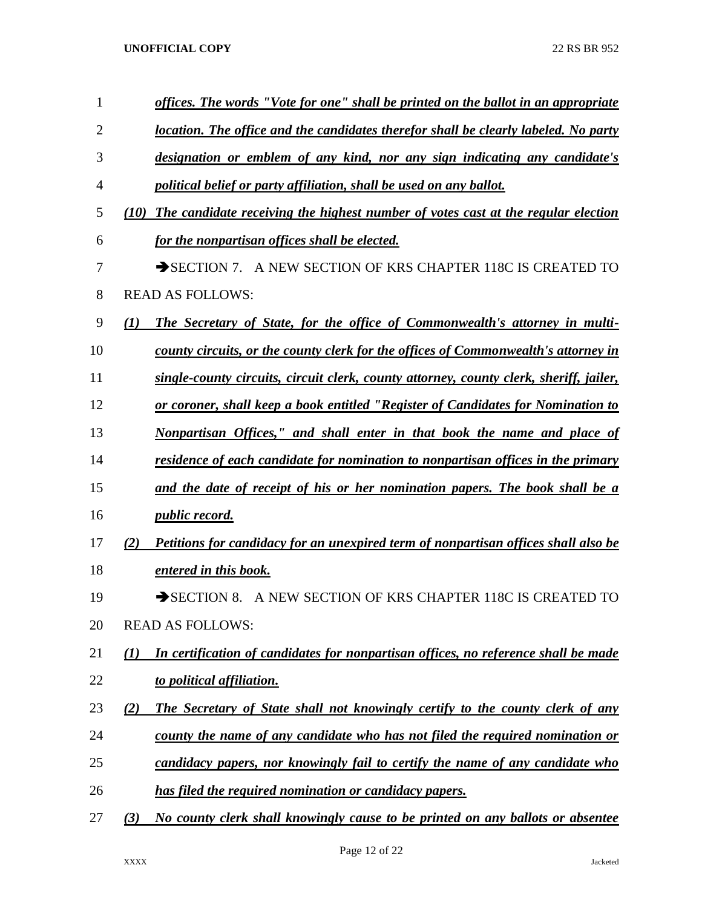*offices. The words "Vote for one" shall be printed on the ballot in an appropriate location. The office and the candidates therefor shall be clearly labeled. No party designation or emblem of any kind, nor any sign indicating any candidate's political belief or party affiliation, shall be used on any ballot.*

*(10) The candidate receiving the highest number of votes cast at the regular election for the nonpartisan offices shall be elected.*

➔SECTION 7. A NEW SECTION OF KRS CHAPTER 118C IS CREATED TO READ AS FOLLOWS:

*(1) The Secretary of State, for the office of Commonwealth's attorney in multi-county circuits, or the county clerk for the offices of Commonwealth's attorney in single-county circuits, circuit clerk, county attorney, county clerk, sheriff, jailer, or coroner, shall keep a book entitled "Register of Candidates for Nomination to Nonpartisan Offices," and shall enter in that book the name and place of residence of each candidate for nomination to nonpartisan offices in the primary and the date of receipt of his or her nomination papers. The book shall be a public record.*

*(2) Petitions for candidacy for an unexpired term of nonpartisan offices shall also be entered in this book.*

➔SECTION 8. A NEW SECTION OF KRS CHAPTER 118C IS CREATED TO READ AS FOLLOWS:

*(1) In certification of candidates for nonpartisan offices, no reference shall be made to political affiliation.*

*(2) The Secretary of State shall not knowingly certify to the county clerk of any county the name of any candidate who has not filed the required nomination or candidacy papers, nor knowingly fail to certify the name of any candidate who has filed the required nomination or candidacy papers.*

*(3) No county clerk shall knowingly cause to be printed on any ballots or absentee*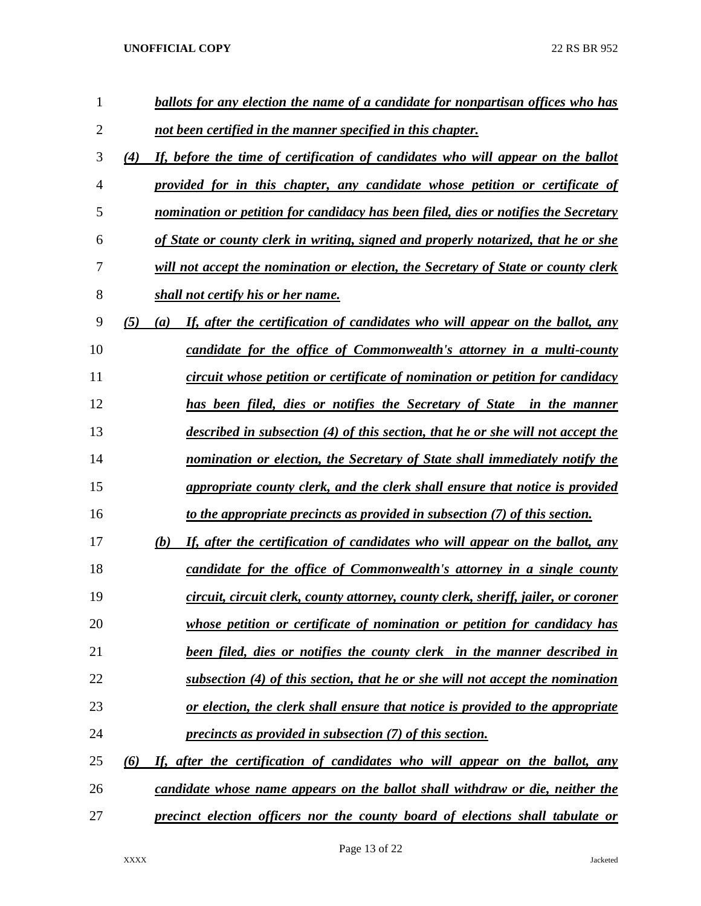***ballots for any election the name of a candidate for nonpartisan offices who has not been certified in the manner specified in this chapter.***

***(4) If, before the time of certification of candidates who will appear on the ballot provided for in this chapter, any candidate whose petition or certificate of nomination or petition for candidacy has been filed, dies or notifies the Secretary of State or county clerk in writing, signed and properly notarized, that he or she will not accept the nomination or election, the Secretary of State or county clerk shall not certify his or her name.***

***(5) (a) If, after the certification of candidates who will appear on the ballot, any candidate for the office of Commonwealth's attorney in a multi-county circuit whose petition or certificate of nomination or petition for candidacy has been filed, dies or notifies the Secretary of State in the manner described in subsection (4) of this section, that he or she will not accept the nomination or election, the Secretary of State shall immediately notify the appropriate county clerk, and the clerk shall ensure that notice is provided to the appropriate precincts as provided in subsection (7) of this section.***

***(b) If, after the certification of candidates who will appear on the ballot, any candidate for the office of Commonwealth's attorney in a single county circuit, circuit clerk, county attorney, county clerk, sheriff, jailer, or coroner whose petition or certificate of nomination or petition for candidacy has been filed, dies or notifies the county clerk in the manner described in subsection (4) of this section, that he or she will not accept the nomination or election, the clerk shall ensure that notice is provided to the appropriate precincts as provided in subsection (7) of this section.***

***(6) If, after the certification of candidates who will appear on the ballot, any candidate whose name appears on the ballot shall withdraw or die, neither the precinct election officers nor the county board of elections shall tabulate or***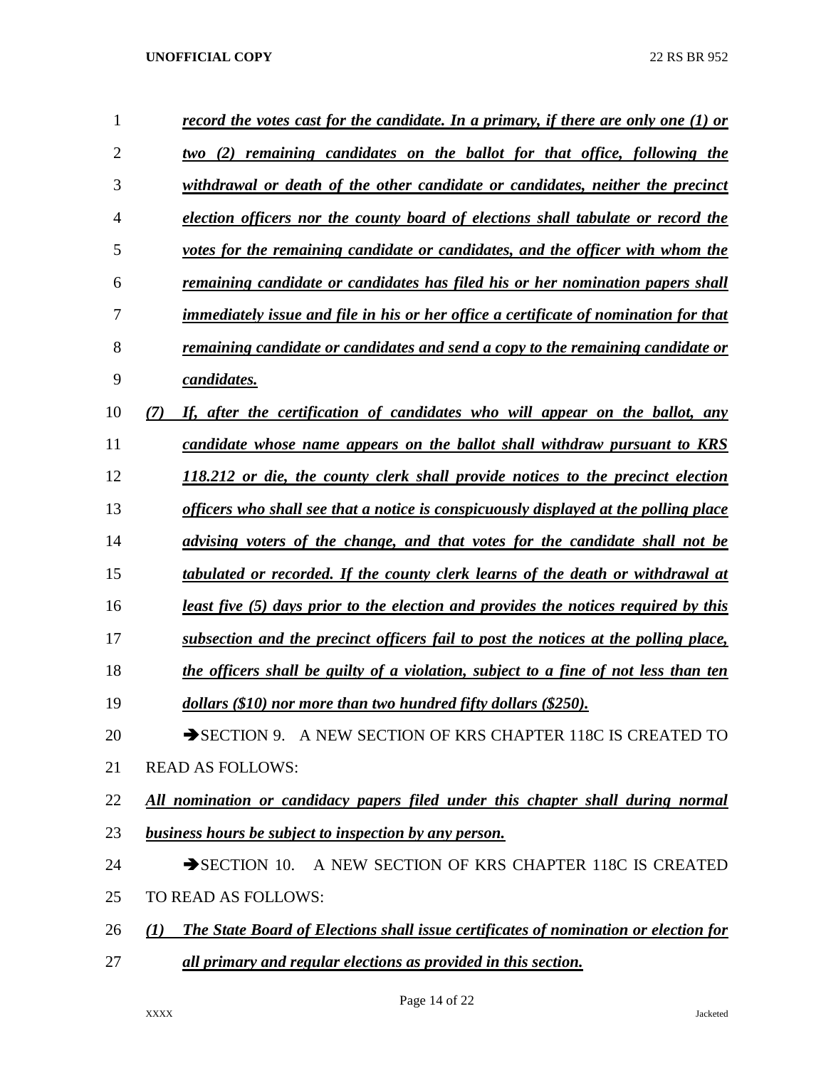***record the votes cast for the candidate. In a primary, if there are only one (1) or two (2) remaining candidates on the ballot for that office, following the withdrawal or death of the other candidate or candidates, neither the precinct election officers nor the county board of elections shall tabulate or record the votes for the remaining candidate or candidates, and the officer with whom the remaining candidate or candidates has filed his or her nomination papers shall immediately issue and file in his or her office a certificate of nomination for that remaining candidate or candidates and send a copy to the remaining candidate or candidates.***

***(7) If, after the certification of candidates who will appear on the ballot, any candidate whose name appears on the ballot shall withdraw pursuant to KRS 118.212 or die, the county clerk shall provide notices to the precinct election officers who shall see that a notice is conspicuously displayed at the polling place advising voters of the change, and that votes for the candidate shall not be tabulated or recorded. If the county clerk learns of the death or withdrawal at least five (5) days prior to the election and provides the notices required by this subsection and the precinct officers fail to post the notices at the polling place, the officers shall be guilty of a violation, subject to a fine of not less than ten dollars ($10) nor more than two hundred fifty dollars ($250).***

➔SECTION 9. A NEW SECTION OF KRS CHAPTER 118C IS CREATED TO READ AS FOLLOWS:

***All nomination or candidacy papers filed under this chapter shall during normal business hours be subject to inspection by any person.***

➔SECTION 10. A NEW SECTION OF KRS CHAPTER 118C IS CREATED TO READ AS FOLLOWS:

***(1) The State Board of Elections shall issue certificates of nomination or election for all primary and regular elections as provided in this section.***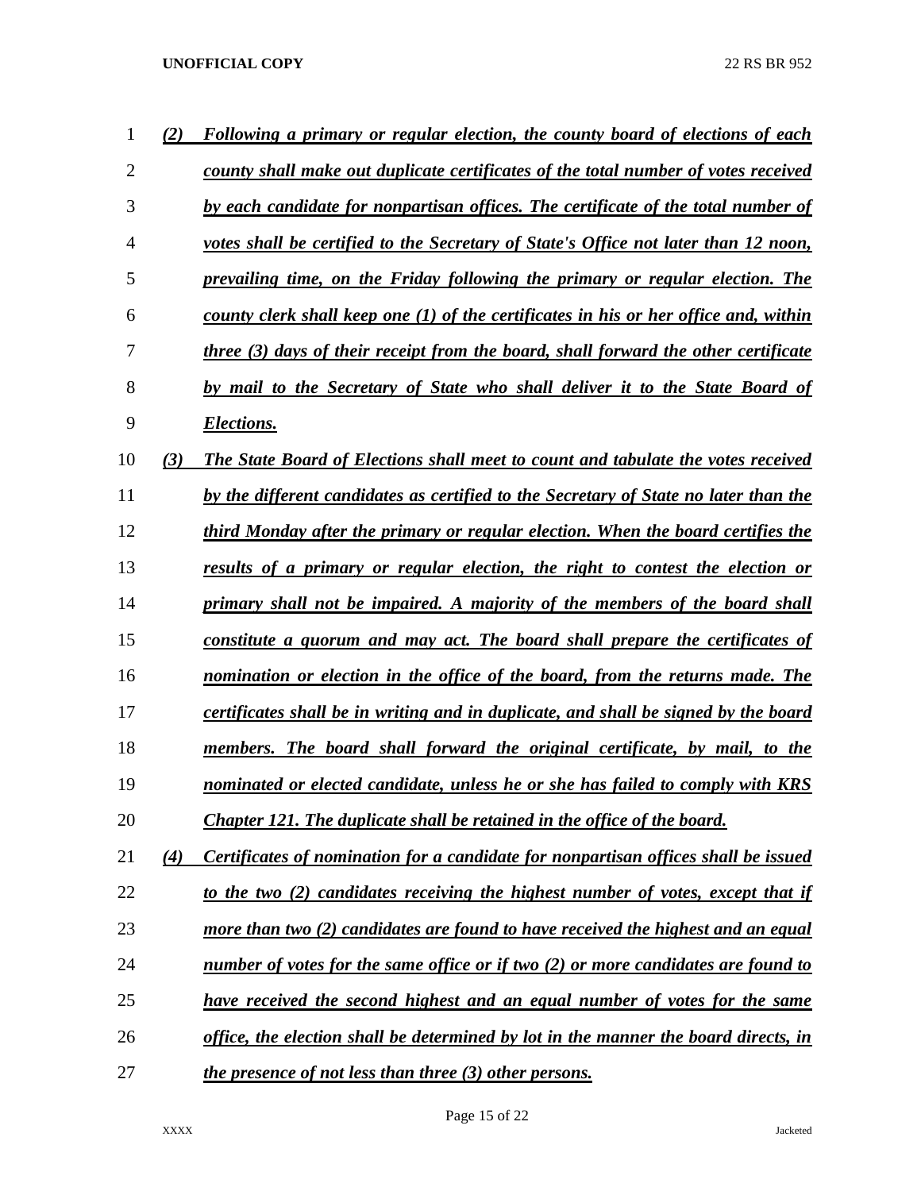*(2) Following a primary or regular election, the county board of elections of each county shall make out duplicate certificates of the total number of votes received by each candidate for nonpartisan offices. The certificate of the total number of votes shall be certified to the Secretary of State's Office not later than 12 noon, prevailing time, on the Friday following the primary or regular election. The county clerk shall keep one (1) of the certificates in his or her office and, within three (3) days of their receipt from the board, shall forward the other certificate by mail to the Secretary of State who shall deliver it to the State Board of Elections.*

*(3) The State Board of Elections shall meet to count and tabulate the votes received by the different candidates as certified to the Secretary of State no later than the third Monday after the primary or regular election. When the board certifies the results of a primary or regular election, the right to contest the election or primary shall not be impaired. A majority of the members of the board shall constitute a quorum and may act. The board shall prepare the certificates of nomination or election in the office of the board, from the returns made. The certificates shall be in writing and in duplicate, and shall be signed by the board members. The board shall forward the original certificate, by mail, to the nominated or elected candidate, unless he or she has failed to comply with KRS Chapter 121. The duplicate shall be retained in the office of the board.*

*(4) Certificates of nomination for a candidate for nonpartisan offices shall be issued to the two (2) candidates receiving the highest number of votes, except that if more than two (2) candidates are found to have received the highest and an equal number of votes for the same office or if two (2) or more candidates are found to have received the second highest and an equal number of votes for the same office, the election shall be determined by lot in the manner the board directs, in the presence of not less than three (3) other persons.*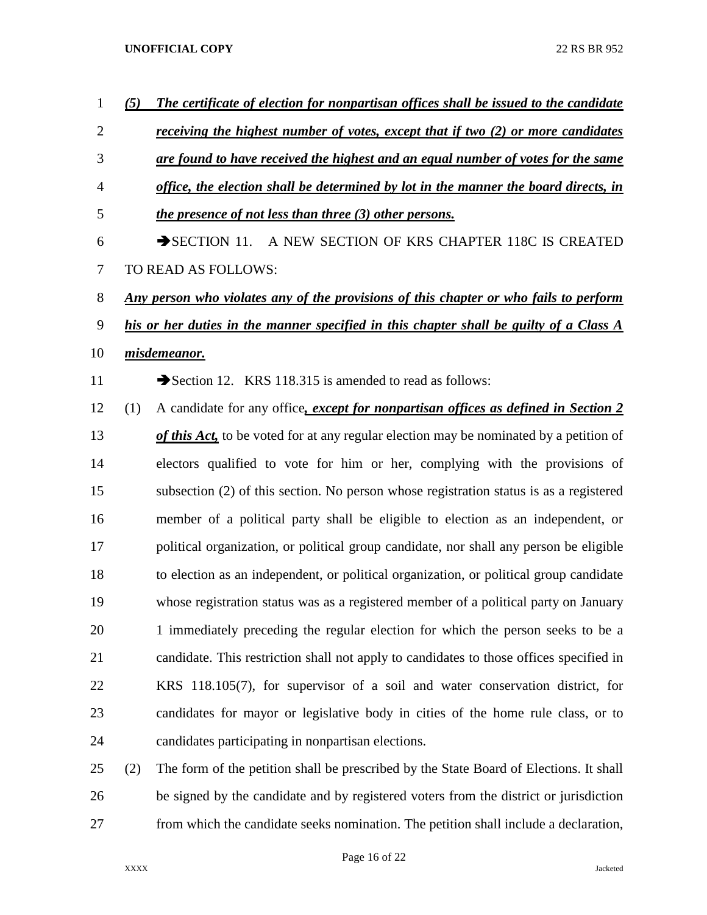***(5) The certificate of election for nonpartisan offices shall be issued to the candidate receiving the highest number of votes, except that if two (2) or more candidates are found to have received the highest and an equal number of votes for the same office, the election shall be determined by lot in the manner the board directs, in the presence of not less than three (3) other persons.***

➔SECTION 11. A NEW SECTION OF KRS CHAPTER 118C IS CREATED TO READ AS FOLLOWS:

***Any person who violates any of the provisions of this chapter or who fails to perform his or her duties in the manner specified in this chapter shall be guilty of a Class A misdemeanor.***

➔Section 12. KRS 118.315 is amended to read as follows:

(1) A candidate for any office***, except for nonpartisan offices as defined in Section 2 of this Act,*** to be voted for at any regular election may be nominated by a petition of electors qualified to vote for him or her, complying with the provisions of subsection (2) of this section. No person whose registration status is as a registered member of a political party shall be eligible to election as an independent, or political organization, or political group candidate, nor shall any person be eligible to election as an independent, or political organization, or political group candidate whose registration status was as a registered member of a political party on January 1 immediately preceding the regular election for which the person seeks to be a candidate. This restriction shall not apply to candidates to those offices specified in KRS 118.105(7), for supervisor of a soil and water conservation district, for candidates for mayor or legislative body in cities of the home rule class, or to candidates participating in nonpartisan elections.

(2) The form of the petition shall be prescribed by the State Board of Elections. It shall be signed by the candidate and by registered voters from the district or jurisdiction from which the candidate seeks nomination. The petition shall include a declaration,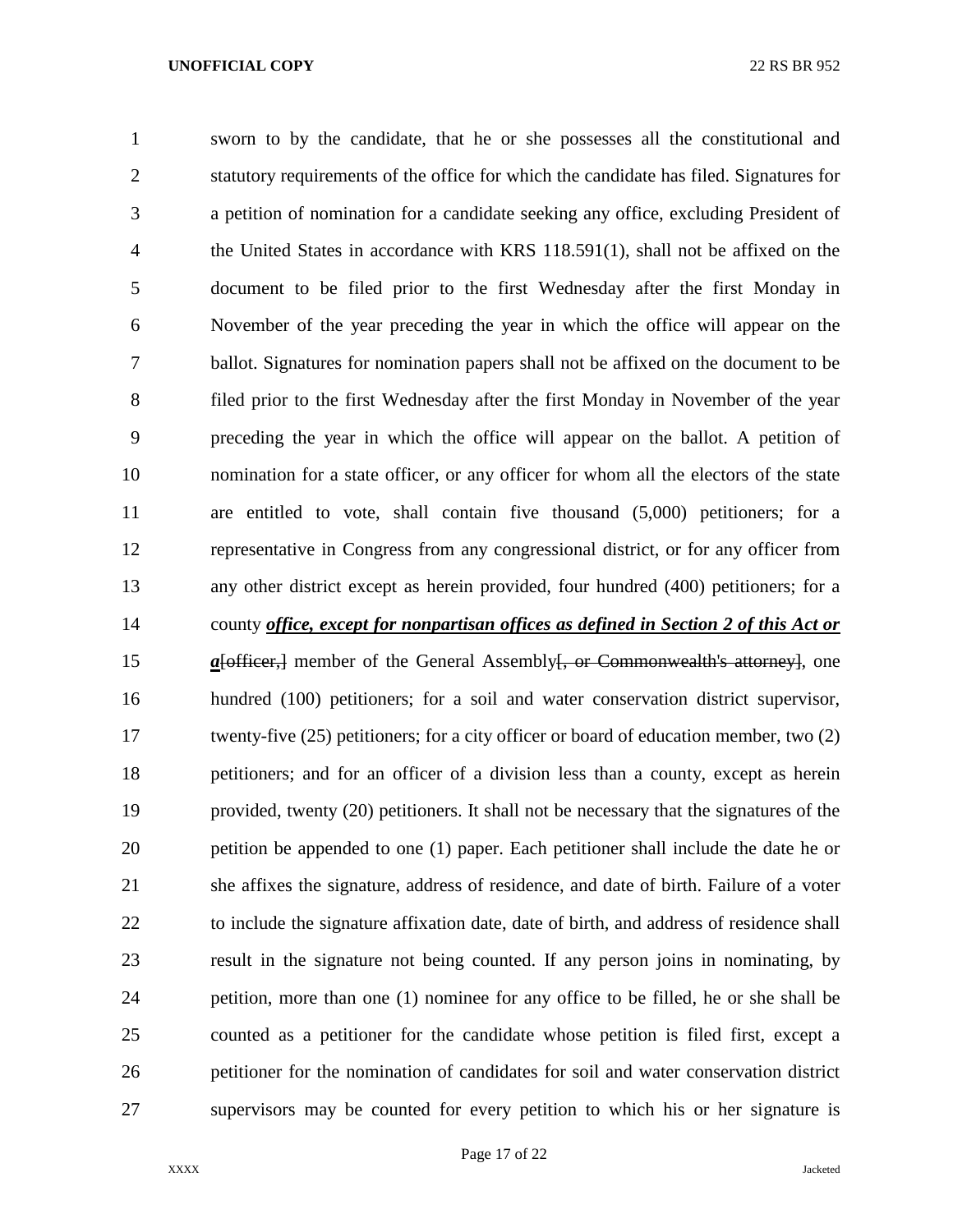sworn to by the candidate, that he or she possesses all the constitutional and statutory requirements of the office for which the candidate has filed. Signatures for a petition of nomination for a candidate seeking any office, excluding President of the United States in accordance with KRS 118.591(1), shall not be affixed on the document to be filed prior to the first Wednesday after the first Monday in November of the year preceding the year in which the office will appear on the ballot. Signatures for nomination papers shall not be affixed on the document to be filed prior to the first Wednesday after the first Monday in November of the year preceding the year in which the office will appear on the ballot. A petition of nomination for a state officer, or any officer for whom all the electors of the state are entitled to vote, shall contain five thousand (5,000) petitioners; for a representative in Congress from any congressional district, or for any officer from any other district except as herein provided, four hundred (400) petitioners; for a county ***office, except for nonpartisan offices as defined in Section 2 of this Act or a***[~~officer,~~] member of the General Assembly[~~, or Commonwealth's attorney~~], one hundred (100) petitioners; for a soil and water conservation district supervisor, twenty-five (25) petitioners; for a city officer or board of education member, two (2) petitioners; and for an officer of a division less than a county, except as herein provided, twenty (20) petitioners. It shall not be necessary that the signatures of the petition be appended to one (1) paper. Each petitioner shall include the date he or she affixes the signature, address of residence, and date of birth. Failure of a voter to include the signature affixation date, date of birth, and address of residence shall result in the signature not being counted. If any person joins in nominating, by petition, more than one (1) nominee for any office to be filled, he or she shall be counted as a petitioner for the candidate whose petition is filed first, except a petitioner for the nomination of candidates for soil and water conservation district supervisors may be counted for every petition to which his or her signature is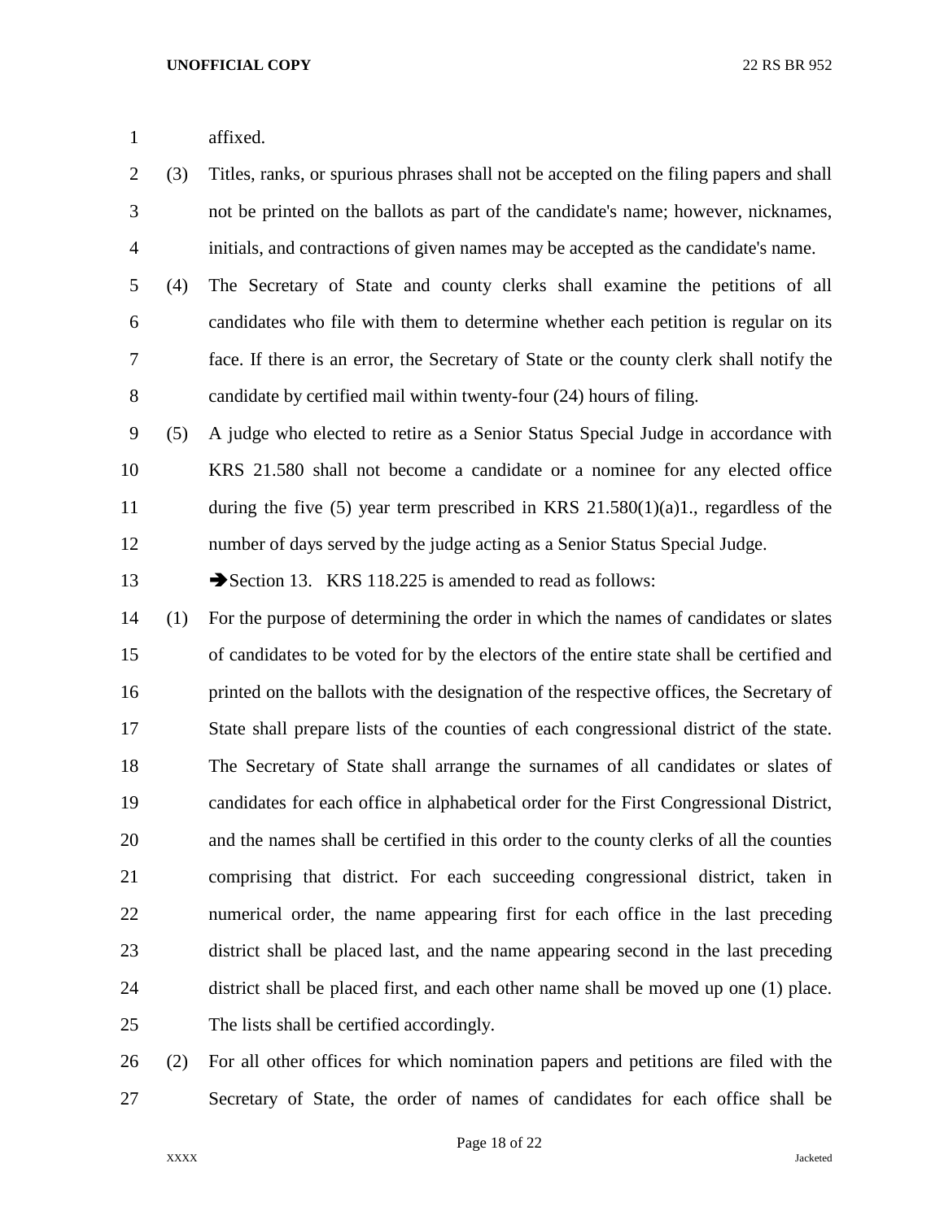affixed.

(3) Titles, ranks, or spurious phrases shall not be accepted on the filing papers and shall not be printed on the ballots as part of the candidate's name; however, nicknames, initials, and contractions of given names may be accepted as the candidate's name.

(4) The Secretary of State and county clerks shall examine the petitions of all candidates who file with them to determine whether each petition is regular on its face. If there is an error, the Secretary of State or the county clerk shall notify the candidate by certified mail within twenty-four (24) hours of filing.

(5) A judge who elected to retire as a Senior Status Special Judge in accordance with KRS 21.580 shall not become a candidate or a nominee for any elected office during the five (5) year term prescribed in KRS 21.580(1)(a)1., regardless of the number of days served by the judge acting as a Senior Status Special Judge.

➔Section 13. KRS 118.225 is amended to read as follows:

(1) For the purpose of determining the order in which the names of candidates or slates of candidates to be voted for by the electors of the entire state shall be certified and printed on the ballots with the designation of the respective offices, the Secretary of State shall prepare lists of the counties of each congressional district of the state. The Secretary of State shall arrange the surnames of all candidates or slates of candidates for each office in alphabetical order for the First Congressional District, and the names shall be certified in this order to the county clerks of all the counties comprising that district. For each succeeding congressional district, taken in numerical order, the name appearing first for each office in the last preceding district shall be placed last, and the name appearing second in the last preceding district shall be placed first, and each other name shall be moved up one (1) place. The lists shall be certified accordingly.

(2) For all other offices for which nomination papers and petitions are filed with the Secretary of State, the order of names of candidates for each office shall be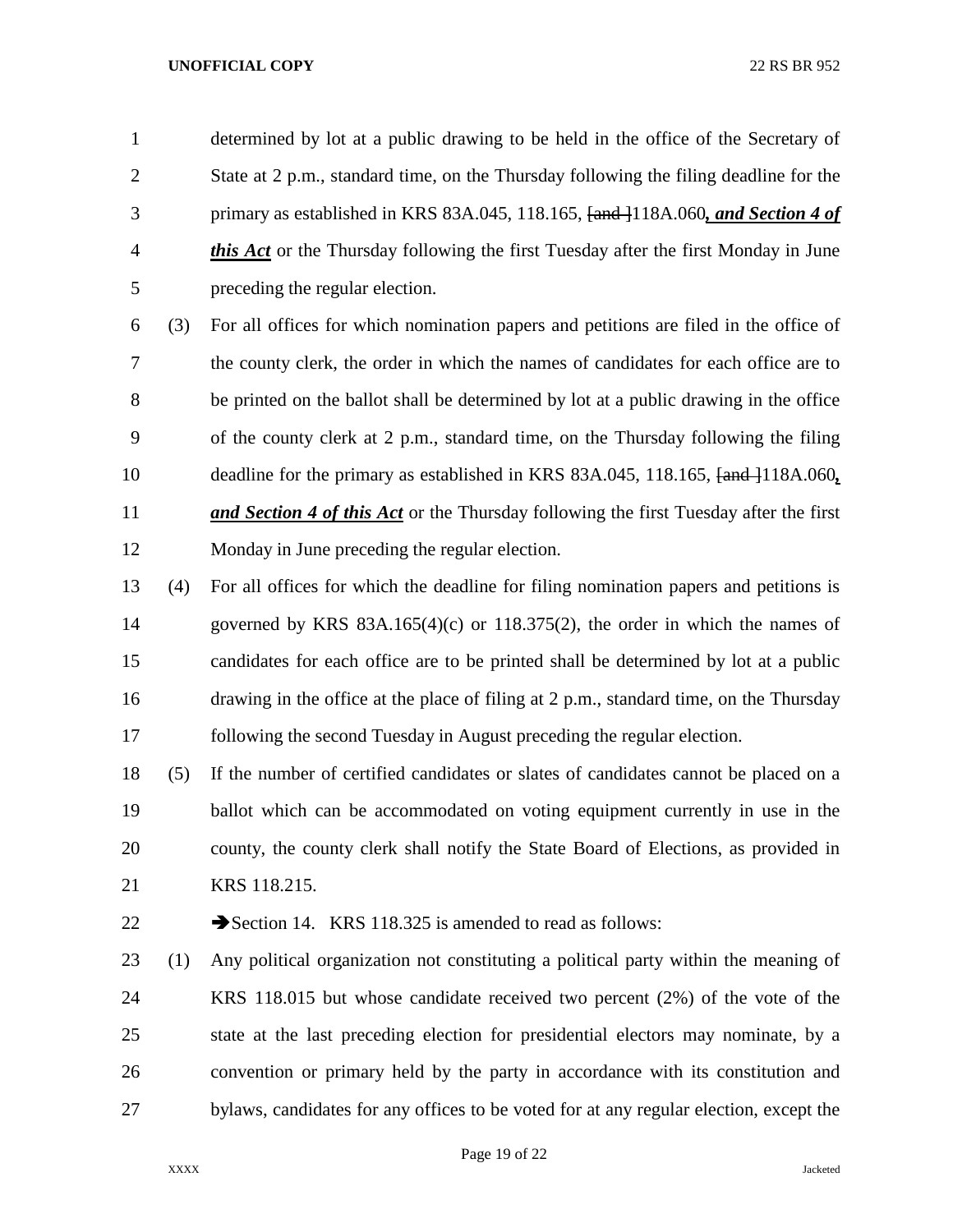determined by lot at a public drawing to be held in the office of the Secretary of State at 2 p.m., standard time, on the Thursday following the filing deadline for the primary as established in KRS 83A.045, 118.165, [and ]118A.060*__, and Section 4 of this Act__* or the Thursday following the first Tuesday after the first Monday in June preceding the regular election.

(3) For all offices for which nomination papers and petitions are filed in the office of the county clerk, the order in which the names of candidates for each office are to be printed on the ballot shall be determined by lot at a public drawing in the office of the county clerk at 2 p.m., standard time, on the Thursday following the filing deadline for the primary as established in KRS 83A.045, 118.165, [and ]118A.060*__, and Section 4 of this Act__* or the Thursday following the first Tuesday after the first Monday in June preceding the regular election.

(4) For all offices for which the deadline for filing nomination papers and petitions is governed by KRS 83A.165(4)(c) or 118.375(2), the order in which the names of candidates for each office are to be printed shall be determined by lot at a public drawing in the office at the place of filing at 2 p.m., standard time, on the Thursday following the second Tuesday in August preceding the regular election.

(5) If the number of certified candidates or slates of candidates cannot be placed on a ballot which can be accommodated on voting equipment currently in use in the county, the county clerk shall notify the State Board of Elections, as provided in KRS 118.215.

➔Section 14. KRS 118.325 is amended to read as follows:

(1) Any political organization not constituting a political party within the meaning of KRS 118.015 but whose candidate received two percent (2%) of the vote of the state at the last preceding election for presidential electors may nominate, by a convention or primary held by the party in accordance with its constitution and bylaws, candidates for any offices to be voted for at any regular election, except the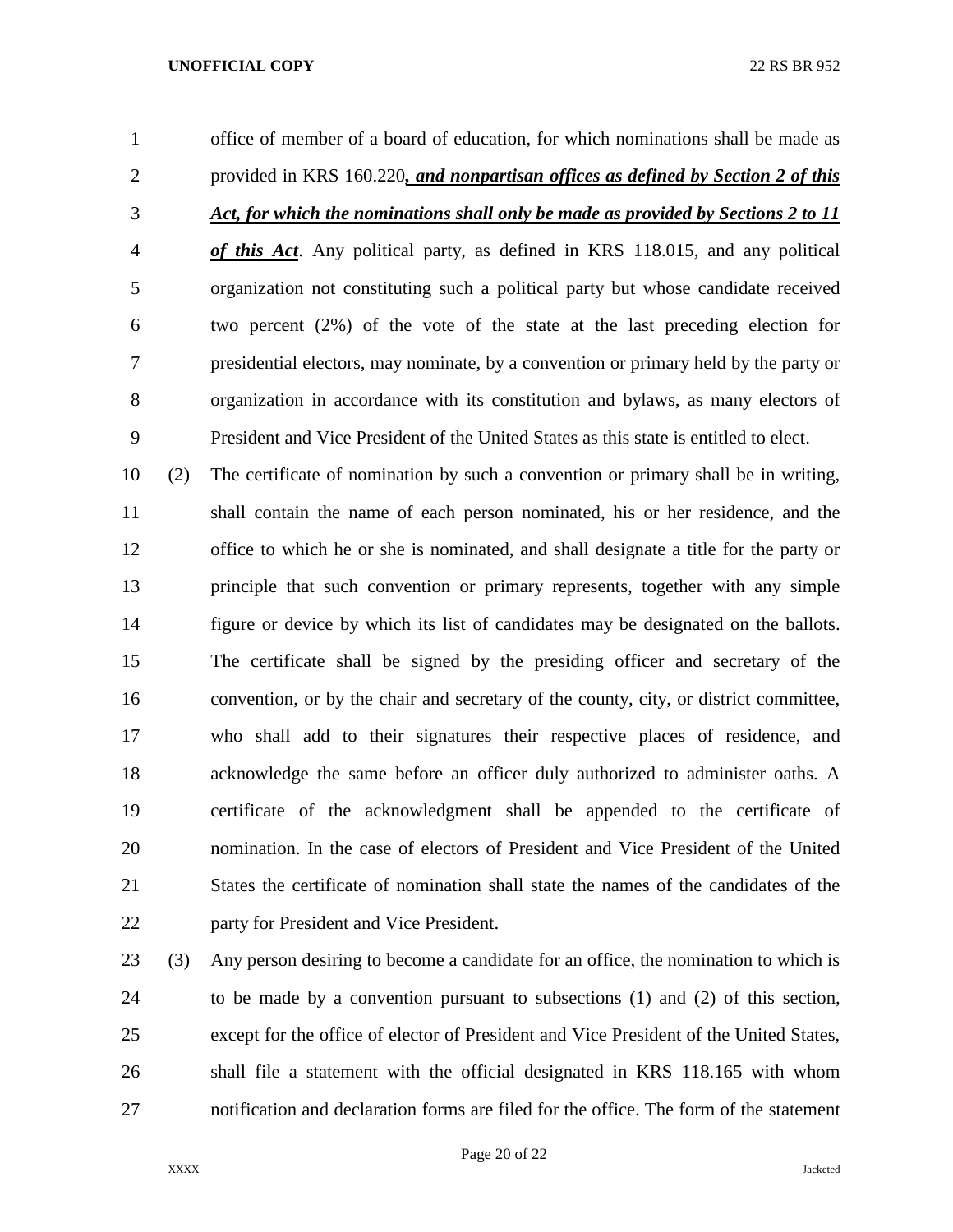office of member of a board of education, for which nominations shall be made as provided in KRS 160.220***, and nonpartisan offices as defined by Section 2 of this Act, for which the nominations shall only be made as provided by Sections 2 to 11 of this Act***. Any political party, as defined in KRS 118.015, and any political organization not constituting such a political party but whose candidate received two percent (2%) of the vote of the state at the last preceding election for presidential electors, may nominate, by a convention or primary held by the party or organization in accordance with its constitution and bylaws, as many electors of President and Vice President of the United States as this state is entitled to elect.

(2) The certificate of nomination by such a convention or primary shall be in writing, shall contain the name of each person nominated, his or her residence, and the office to which he or she is nominated, and shall designate a title for the party or principle that such convention or primary represents, together with any simple figure or device by which its list of candidates may be designated on the ballots. The certificate shall be signed by the presiding officer and secretary of the convention, or by the chair and secretary of the county, city, or district committee, who shall add to their signatures their respective places of residence, and acknowledge the same before an officer duly authorized to administer oaths. A certificate of the acknowledgment shall be appended to the certificate of nomination. In the case of electors of President and Vice President of the United States the certificate of nomination shall state the names of the candidates of the party for President and Vice President.

(3) Any person desiring to become a candidate for an office, the nomination to which is to be made by a convention pursuant to subsections (1) and (2) of this section, except for the office of elector of President and Vice President of the United States, shall file a statement with the official designated in KRS 118.165 with whom notification and declaration forms are filed for the office. The form of the statement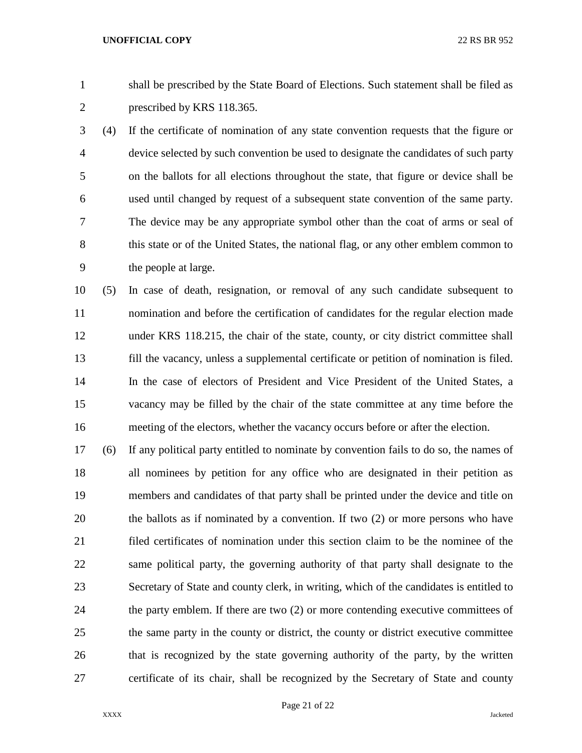shall be prescribed by the State Board of Elections. Such statement shall be filed as prescribed by KRS 118.365.

(4) If the certificate of nomination of any state convention requests that the figure or device selected by such convention be used to designate the candidates of such party on the ballots for all elections throughout the state, that figure or device shall be used until changed by request of a subsequent state convention of the same party. The device may be any appropriate symbol other than the coat of arms or seal of this state or of the United States, the national flag, or any other emblem common to the people at large.

(5) In case of death, resignation, or removal of any such candidate subsequent to nomination and before the certification of candidates for the regular election made under KRS 118.215, the chair of the state, county, or city district committee shall fill the vacancy, unless a supplemental certificate or petition of nomination is filed. In the case of electors of President and Vice President of the United States, a vacancy may be filled by the chair of the state committee at any time before the meeting of the electors, whether the vacancy occurs before or after the election.

(6) If any political party entitled to nominate by convention fails to do so, the names of all nominees by petition for any office who are designated in their petition as members and candidates of that party shall be printed under the device and title on the ballots as if nominated by a convention. If two (2) or more persons who have filed certificates of nomination under this section claim to be the nominee of the same political party, the governing authority of that party shall designate to the Secretary of State and county clerk, in writing, which of the candidates is entitled to the party emblem. If there are two (2) or more contending executive committees of the same party in the county or district, the county or district executive committee that is recognized by the state governing authority of the party, by the written certificate of its chair, shall be recognized by the Secretary of State and county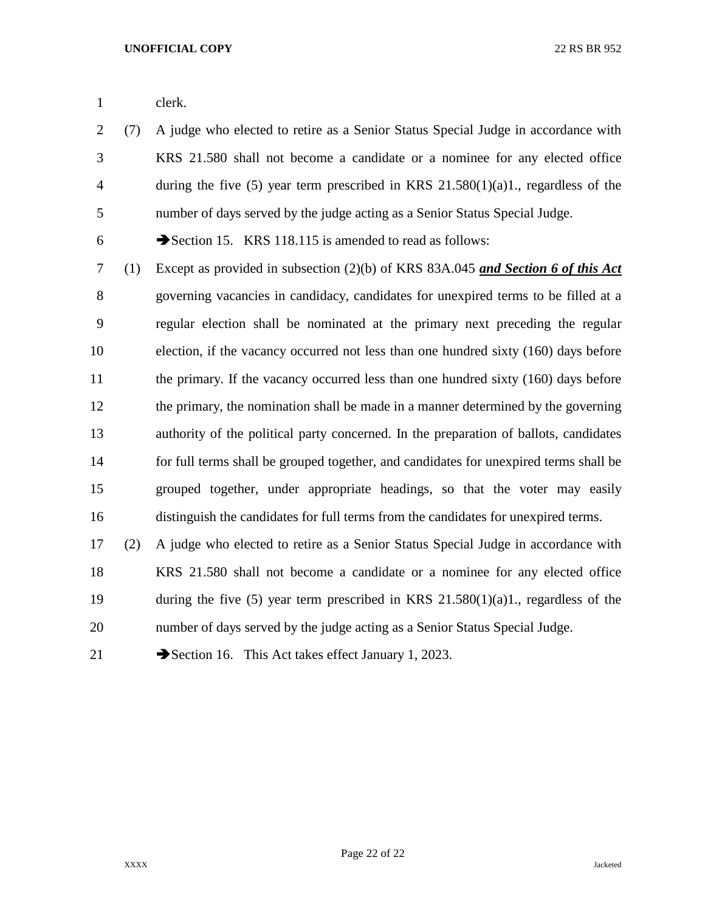clerk.

(7) A judge who elected to retire as a Senior Status Special Judge in accordance with KRS 21.580 shall not become a candidate or a nominee for any elected office during the five (5) year term prescribed in KRS 21.580(1)(a)1., regardless of the number of days served by the judge acting as a Senior Status Special Judge.

➔Section 15. KRS 118.115 is amended to read as follows:

(1) Except as provided in subsection (2)(b) of KRS 83A.045 ***and Section 6 of this Act*** governing vacancies in candidacy, candidates for unexpired terms to be filled at a regular election shall be nominated at the primary next preceding the regular election, if the vacancy occurred not less than one hundred sixty (160) days before the primary. If the vacancy occurred less than one hundred sixty (160) days before the primary, the nomination shall be made in a manner determined by the governing authority of the political party concerned. In the preparation of ballots, candidates for full terms shall be grouped together, and candidates for unexpired terms shall be grouped together, under appropriate headings, so that the voter may easily distinguish the candidates for full terms from the candidates for unexpired terms.

(2) A judge who elected to retire as a Senior Status Special Judge in accordance with KRS 21.580 shall not become a candidate or a nominee for any elected office during the five (5) year term prescribed in KRS 21.580(1)(a)1., regardless of the number of days served by the judge acting as a Senior Status Special Judge.

➔Section 16. This Act takes effect January 1, 2023.